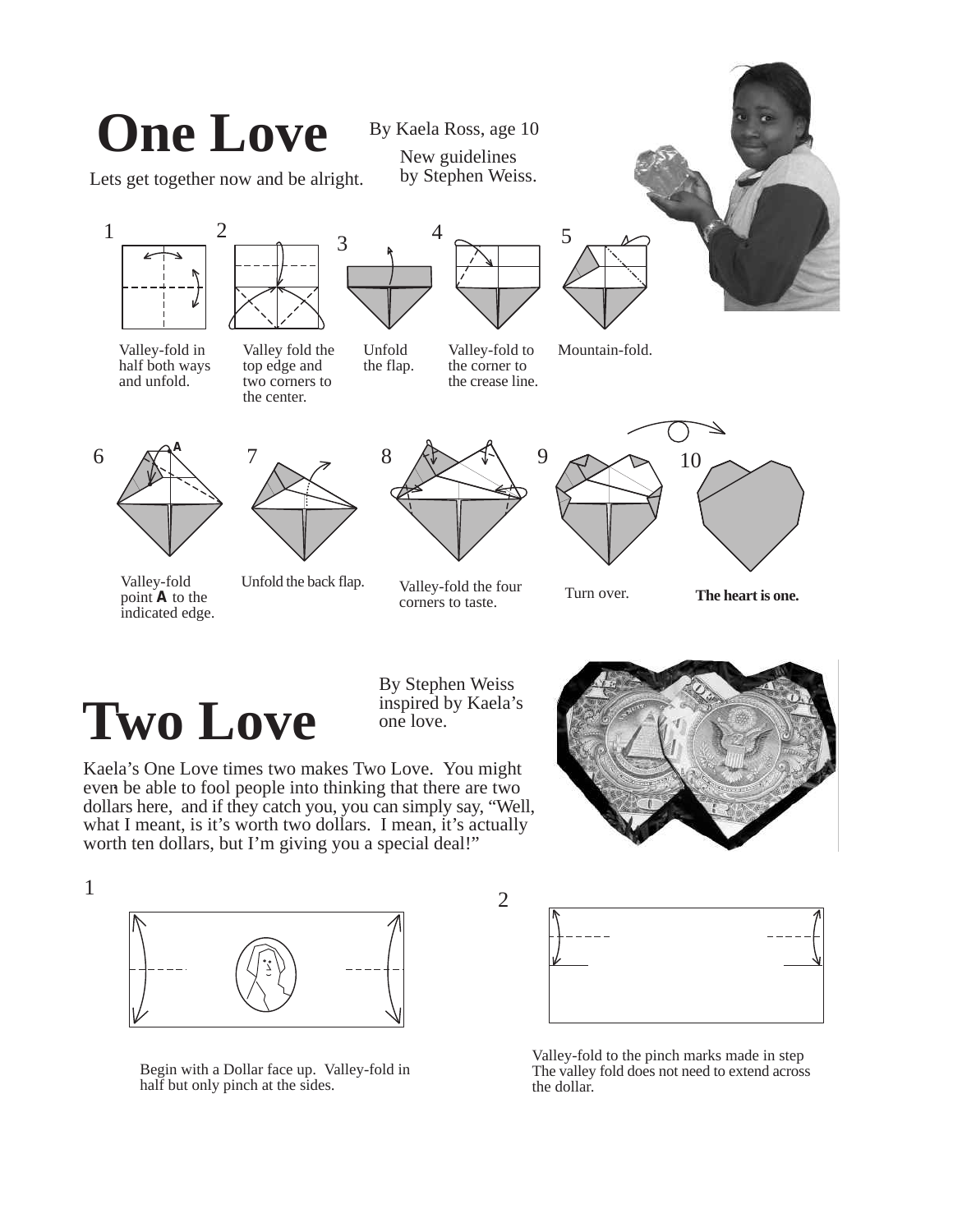# One Love

Lets get together now and be alright.

By Kaela Ross, age 10

New guidelines by Stephen Weiss.

1. Valley-fold in half both ways and unfold.
2. Valley fold the top edge and two corners to the center.
3. Unfold the flap.
4. Valley-fold to the corner to the crease line.
5. Mountain-fold.
6. Valley-fold point **A** to the indicated edge.
7. Unfold the back flap.
8. Valley-fold the four corners to taste.
9. Turn over.
10. **The heart is one.**

# Two Love

By Stephen Weiss inspired by Kaela's one love.

Kaela's One Love times two makes Two Love. You might even be able to fool people into thinking that there are two dollars here, and if they catch you, you can simply say, "Well, what I meant, is it's worth two dollars. I mean, it's actually worth ten dollars, but I'm giving you a special deal!"

1. Begin with a Dollar face up. Valley-fold in half but only pinch at the sides.
2. Valley-fold to the pinch marks made in step The valley fold does not need to extend across the dollar.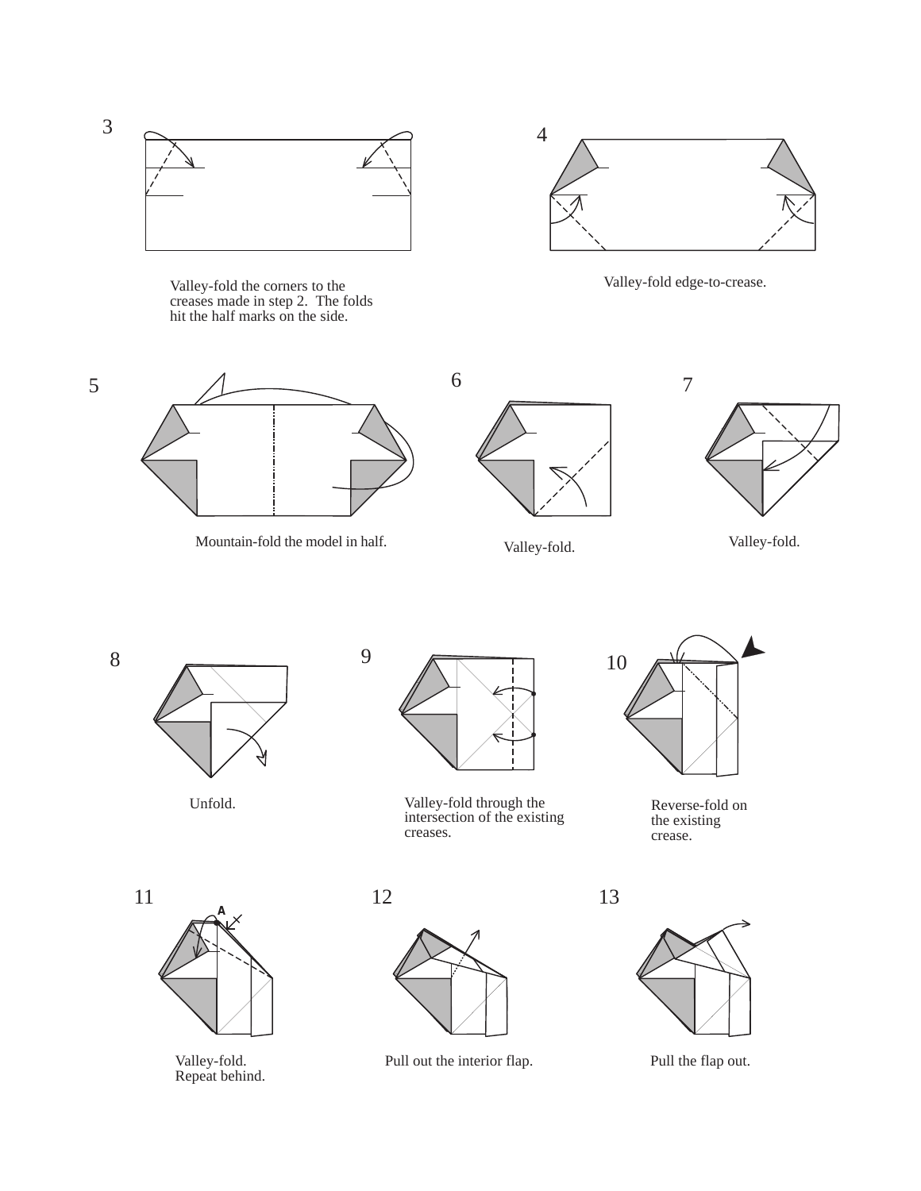3

Valley-fold the corners to the creases made in step 2. The folds hit the half marks on the side.

4

Valley-fold edge-to-crease.

5

Mountain-fold the model in half.

6

Valley-fold.

7

Valley-fold.

8

Unfold.

9

Valley-fold through the intersection of the existing creases.

10

Reverse-fold on the existing crease.

11

A

Valley-fold.
Repeat behind.

12

Pull out the interior flap.

13

Pull the flap out.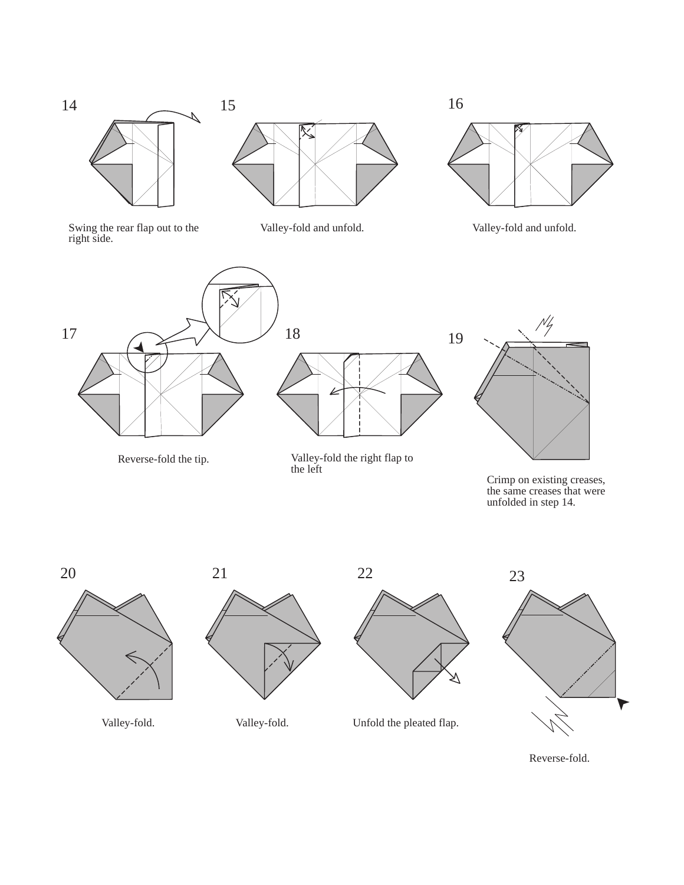14

Swing the rear flap out to the right side.

15

Valley-fold and unfold.

16

Valley-fold and unfold.

17

Reverse-fold the tip.

18

Valley-fold the right flap to the left

19

Crimp on existing creases, the same creases that were unfolded in step 14.

20

Valley-fold.

21

Valley-fold.

22

Unfold the pleated flap.

23

Reverse-fold.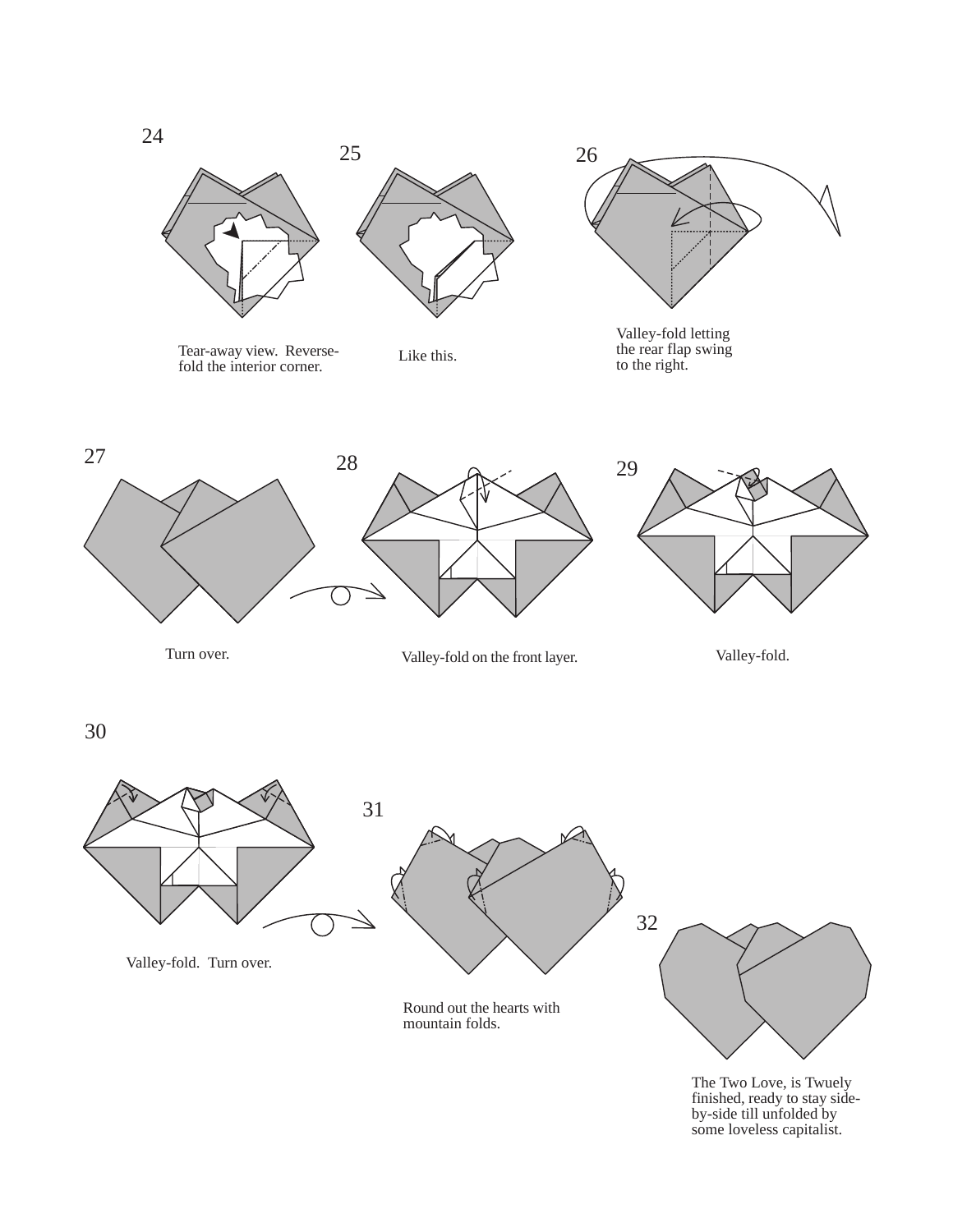24

Tear-away view. Reverse-fold the interior corner.

25

Like this.

26

Valley-fold letting the rear flap swing to the right.

27

Turn over.

28

Valley-fold on the front layer.

29

Valley-fold.

30

Valley-fold. Turn over.

31

Round out the hearts with mountain folds.

32

The Two Love, is Twuely finished, ready to stay side-by-side till unfolded by some loveless capitalist.